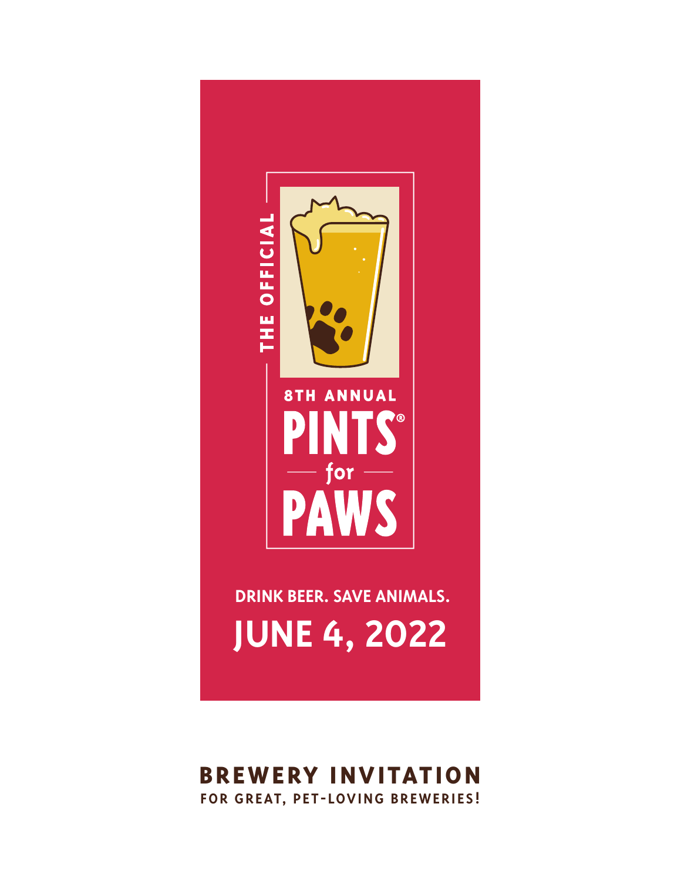THE OFFICIAL

8TH ANNUAL

# PINTS® for PAWS

DRINK BEER. SAVE ANIMALS.

## JUNE 4, 2022

## BREWERY INVITATION

**FOR GREAT, PET-LOVING BREWERIES!**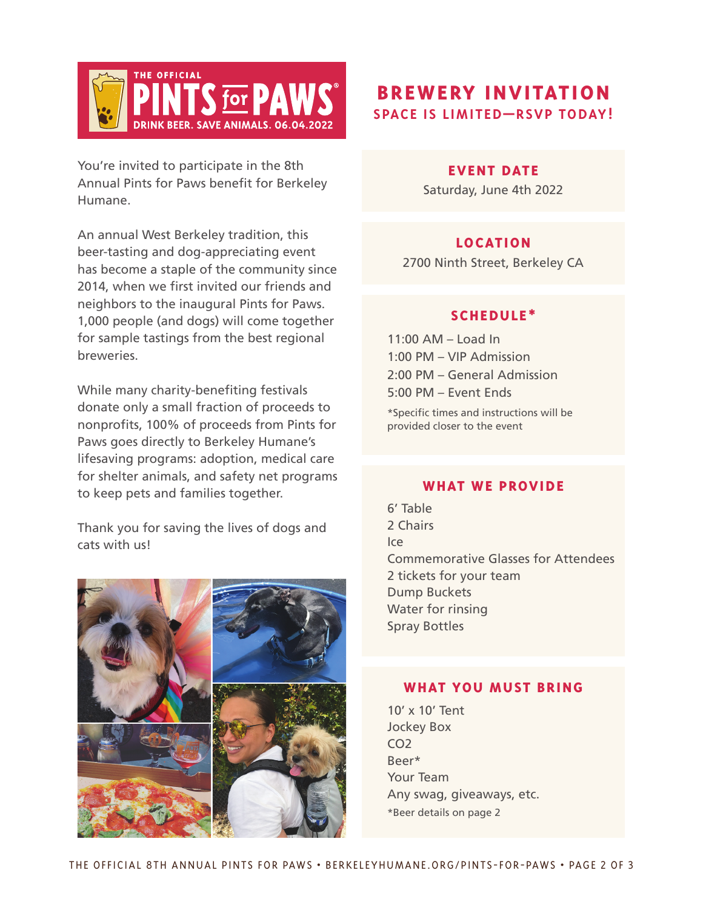THE OFFICIAL

# PINTS for PAWS®

DRINK BEER. SAVE ANIMALS. 06.04.2022

You're invited to participate in the 8th Annual Pints for Paws benefit for Berkeley Humane.

An annual West Berkeley tradition, this beer-tasting and dog-appreciating event has become a staple of the community since 2014, when we first invited our friends and neighbors to the inaugural Pints for Paws. 1,000 people (and dogs) will come together for sample tastings from the best regional breweries.

While many charity-benefiting festivals donate only a small fraction of proceeds to nonprofits, 100% of proceeds from Pints for Paws goes directly to Berkeley Humane's lifesaving programs: adoption, medical care for shelter animals, and safety net programs to keep pets and families together.

Thank you for saving the lives of dogs and cats with us!

## BREWERY INVITATION

**SPACE IS LIMITED—RSVP TODAY!**

### EVENT DATE

Saturday, June 4th 2022

### LOCATION

2700 Ninth Street, Berkeley CA

### SCHEDULE*

11:00 AM – Load In
1:00 PM – VIP Admission
2:00 PM – General Admission
5:00 PM – Event Ends

*Specific times and instructions will be provided closer to the event

### WHAT WE PROVIDE

6' Table
2 Chairs
Ice
Commemorative Glasses for Attendees
2 tickets for your team
Dump Buckets
Water for rinsing
Spray Bottles

### WHAT YOU MUST BRING

10' x 10' Tent
Jockey Box
$CO_2$
Beer*
Your Team
Any swag, giveaways, etc.

*Beer details on page 2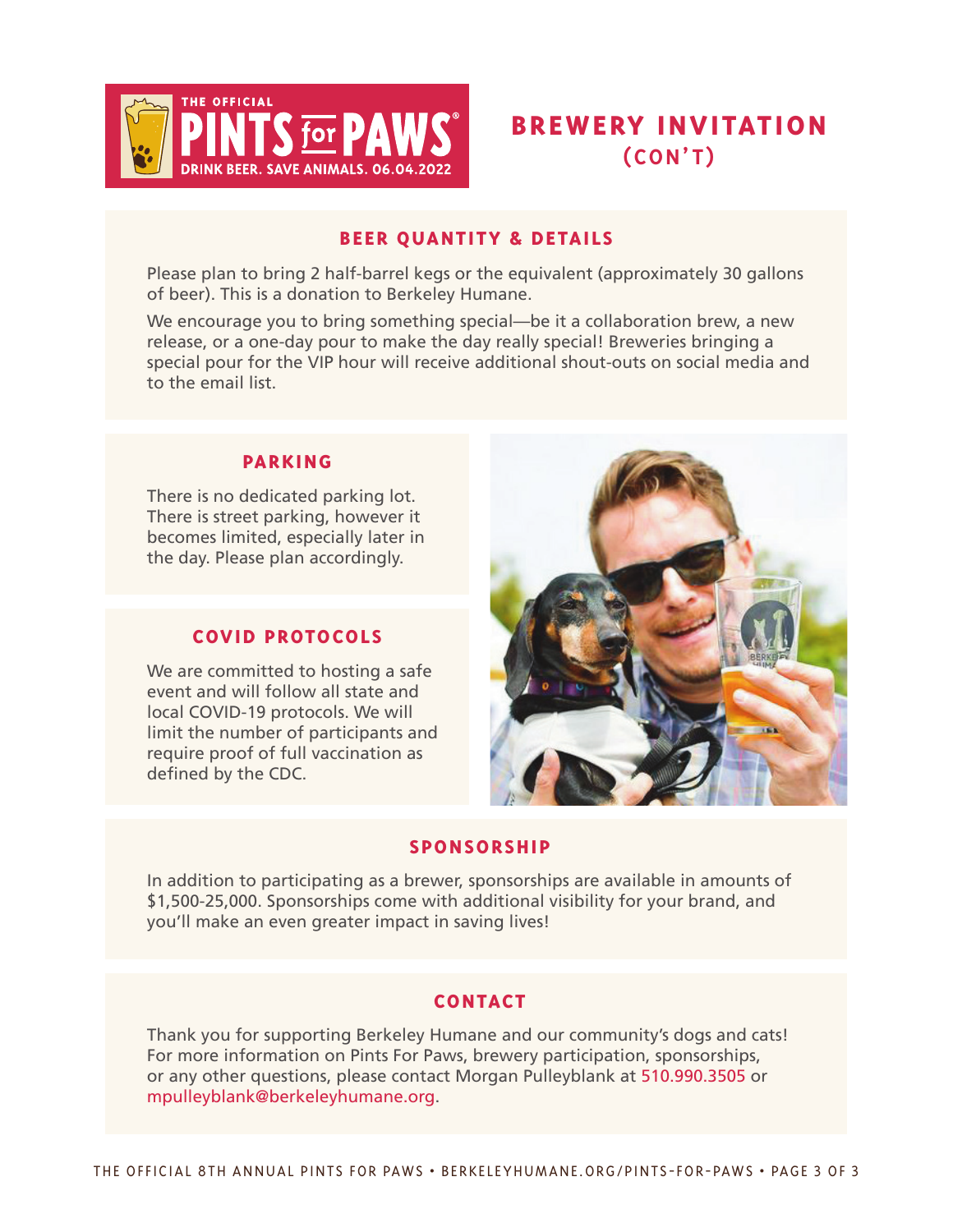THE OFFICIAL PINTS for PAWS®
DRINK BEER. SAVE ANIMALS. 06.04.2022

# BREWERY INVITATION (CON'T)

## BEER QUANTITY & DETAILS

Please plan to bring 2 half-barrel kegs or the equivalent (approximately 30 gallons of beer). This is a donation to Berkeley Humane.

We encourage you to bring something special—be it a collaboration brew, a new release, or a one-day pour to make the day really special! Breweries bringing a special pour for the VIP hour will receive additional shout-outs on social media and to the email list.

## PARKING

There is no dedicated parking lot. There is street parking, however it becomes limited, especially later in the day. Please plan accordingly.

## COVID PROTOCOLS

We are committed to hosting a safe event and will follow all state and local COVID-19 protocols. We will limit the number of participants and require proof of full vaccination as defined by the CDC.

## SPONSORSHIP

In addition to participating as a brewer, sponsorships are available in amounts of $1,500-25,000. Sponsorships come with additional visibility for your brand, and you'll make an even greater impact in saving lives!

## CONTACT

Thank you for supporting Berkeley Humane and our community's dogs and cats! For more information on Pints For Paws, brewery participation, sponsorships, or any other questions, please contact Morgan Pulleyblank at 510.990.3505 or mpulleyblank@berkeleyhumane.org.